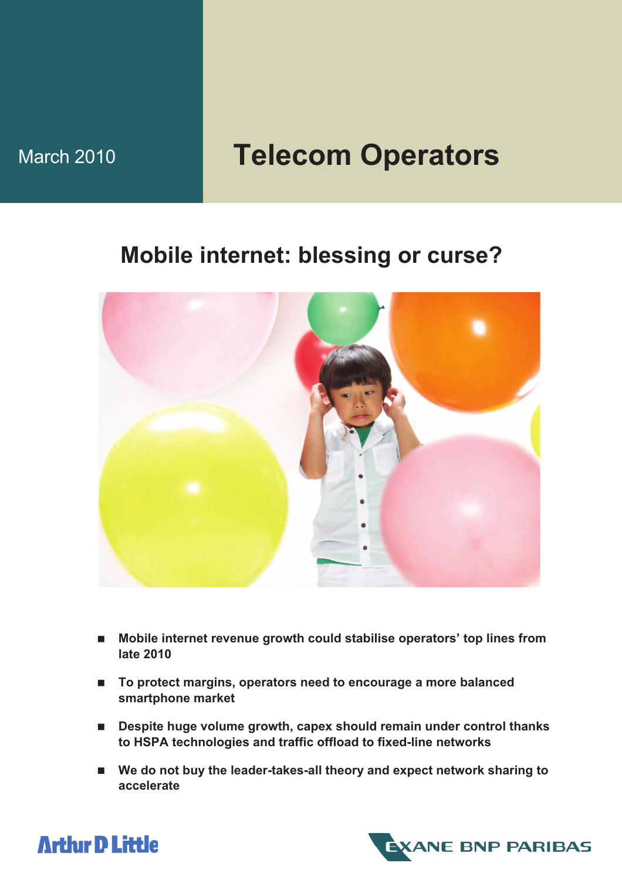March 2010

# Telecom Operators

## Mobile internet: blessing or curse?

- **Mobile internet revenue growth could stabilise operators' top lines from late 2010**
- **To protect margins, operators need to encourage a more balanced smartphone market**
- **Despite huge volume growth, capex should remain under control thanks to HSPA technologies and traffic offload to fixed-line networks**
- **We do not buy the leader-takes-all theory and expect network sharing to accelerate**

Arthur D Little

EXANE BNP PARIBAS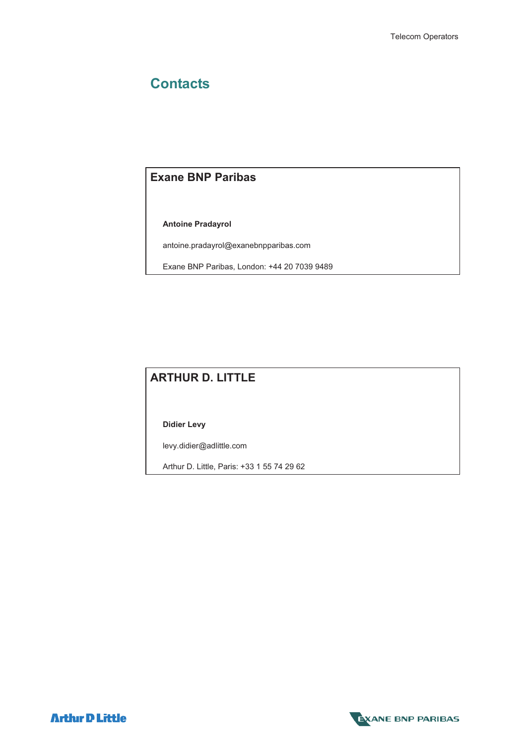# Contacts

## Exane BNP Paribas

**Antoine Pradayrol**

antoine.pradayrol@exanebnpparibas.com

Exane BNP Paribas, London: +44 20 7039 9489

## ARTHUR D. LITTLE

**Didier Levy**

levy.didier@adlittle.com

Arthur D. Little, Paris: +33 1 55 74 29 62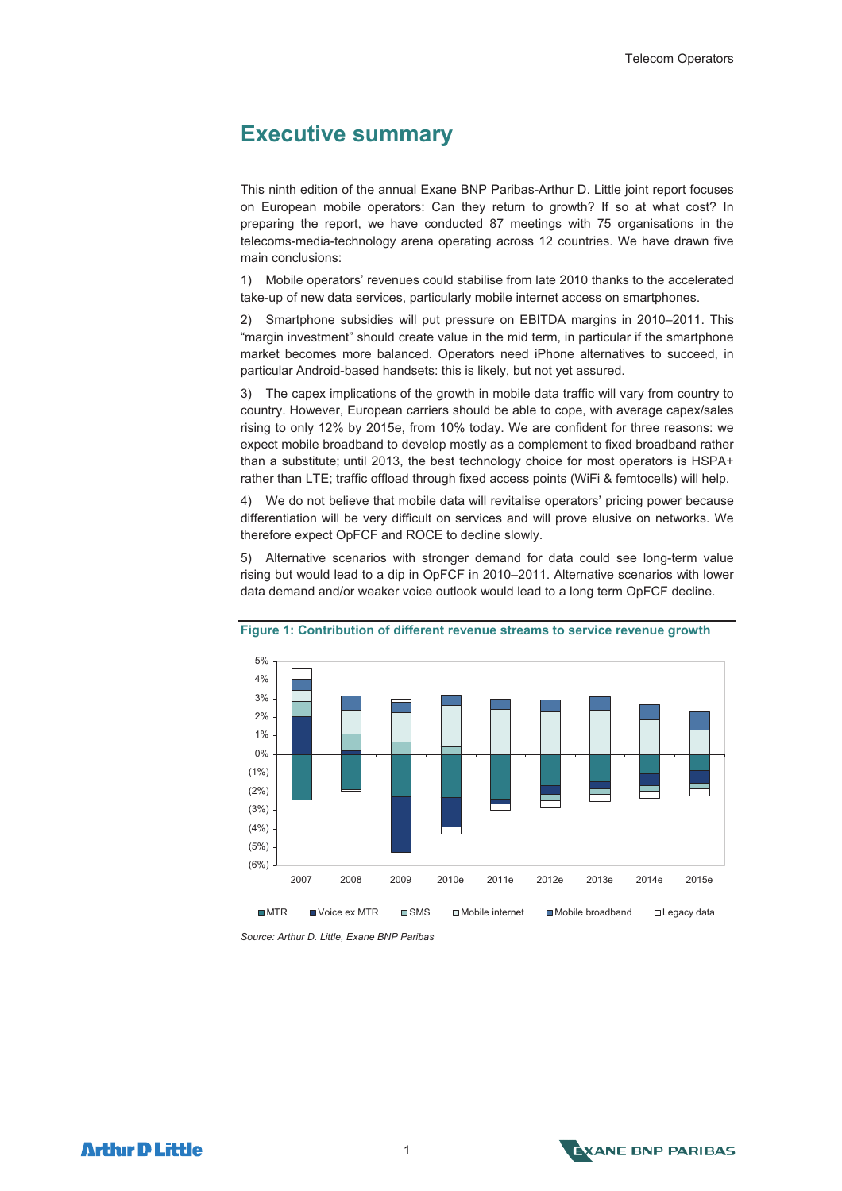# Executive summary

This ninth edition of the annual Exane BNP Paribas-Arthur D. Little joint report focuses on European mobile operators: Can they return to growth? If so at what cost? In preparing the report, we have conducted 87 meetings with 75 organisations in the telecoms-media-technology arena operating across 12 countries. We have drawn five main conclusions:

1) Mobile operators' revenues could stabilise from late 2010 thanks to the accelerated take-up of new data services, particularly mobile internet access on smartphones.

2) Smartphone subsidies will put pressure on EBITDA margins in 2010–2011. This "margin investment" should create value in the mid term, in particular if the smartphone market becomes more balanced. Operators need iPhone alternatives to succeed, in particular Android-based handsets: this is likely, but not yet assured.

3) The capex implications of the growth in mobile data traffic will vary from country to country. However, European carriers should be able to cope, with average capex/sales rising to only 12% by 2015e, from 10% today. We are confident for three reasons: we expect mobile broadband to develop mostly as a complement to fixed broadband rather than a substitute; until 2013, the best technology choice for most operators is HSPA+ rather than LTE; traffic offload through fixed access points (WiFi & femtocells) will help.

4) We do not believe that mobile data will revitalise operators' pricing power because differentiation will be very difficult on services and will prove elusive on networks. We therefore expect OpFCF and ROCE to decline slowly.

5) Alternative scenarios with stronger demand for data could see long-term value rising but would lead to a dip in OpFCF in 2010–2011. Alternative scenarios with lower data demand and/or weaker voice outlook would lead to a long term OpFCF decline.

**Figure 1: Contribution of different revenue streams to service revenue growth**

Legend: MTR, Voice ex MTR, SMS, Mobile internet, Mobile broadband, Legacy data

Years: 2007, 2008, 2009, 2010e, 2011e, 2012e, 2013e, 2014e, 2015e

*Source: Arthur D. Little, Exane BNP Paribas*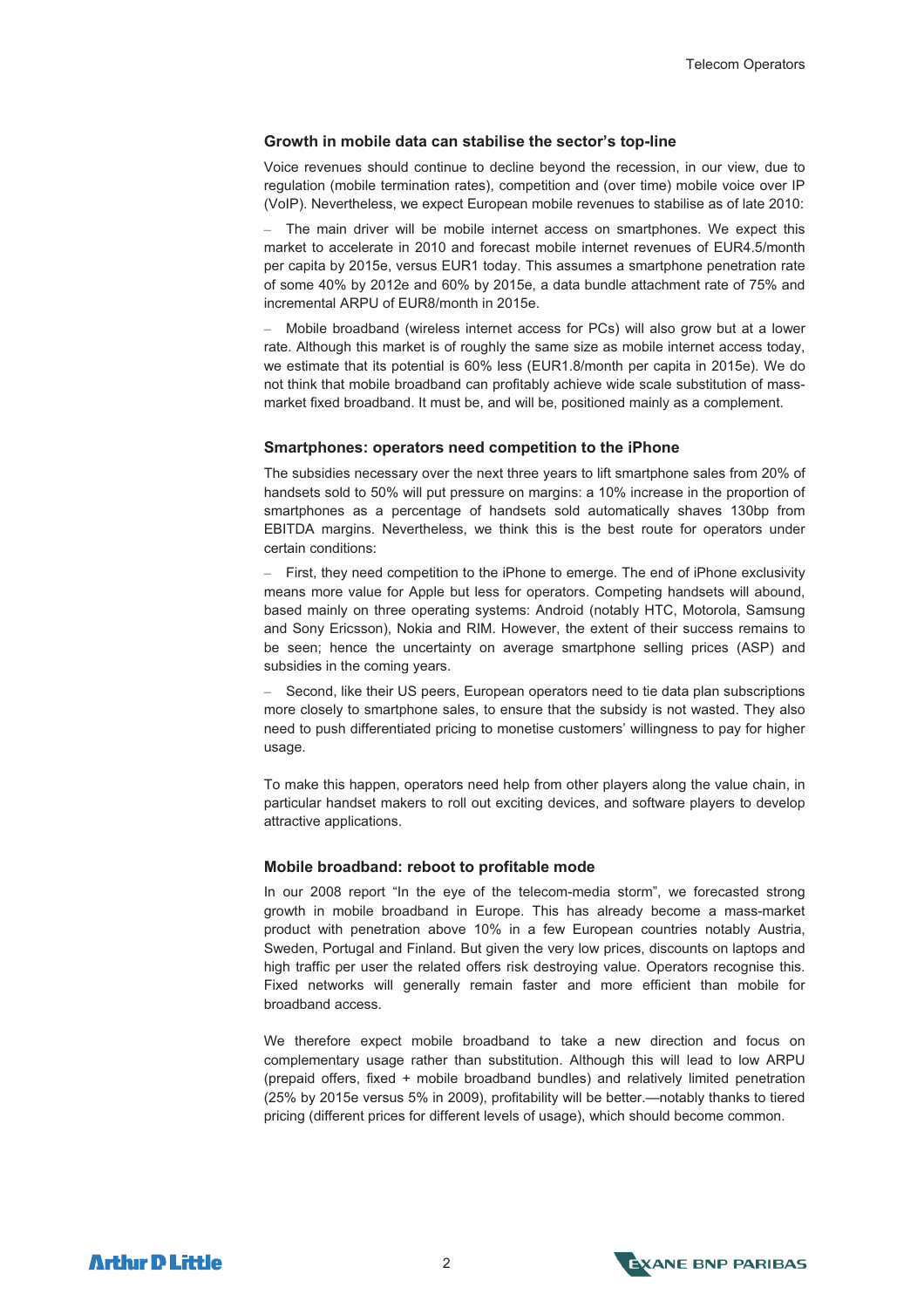### Growth in mobile data can stabilise the sector's top-line

Voice revenues should continue to decline beyond the recession, in our view, due to regulation (mobile termination rates), competition and (over time) mobile voice over IP (VoIP). Nevertheless, we expect European mobile revenues to stabilise as of late 2010:

– The main driver will be mobile internet access on smartphones. We expect this market to accelerate in 2010 and forecast mobile internet revenues of EUR4.5/month per capita by 2015e, versus EUR1 today. This assumes a smartphone penetration rate of some 40% by 2012e and 60% by 2015e, a data bundle attachment rate of 75% and incremental ARPU of EUR8/month in 2015e.

– Mobile broadband (wireless internet access for PCs) will also grow but at a lower rate. Although this market is of roughly the same size as mobile internet access today, we estimate that its potential is 60% less (EUR1.8/month per capita in 2015e). We do not think that mobile broadband can profitably achieve wide scale substitution of mass-market fixed broadband. It must be, and will be, positioned mainly as a complement.

### Smartphones: operators need competition to the iPhone

The subsidies necessary over the next three years to lift smartphone sales from 20% of handsets sold to 50% will put pressure on margins: a 10% increase in the proportion of smartphones as a percentage of handsets sold automatically shaves 130bp from EBITDA margins. Nevertheless, we think this is the best route for operators under certain conditions:

– First, they need competition to the iPhone to emerge. The end of iPhone exclusivity means more value for Apple but less for operators. Competing handsets will abound, based mainly on three operating systems: Android (notably HTC, Motorola, Samsung and Sony Ericsson), Nokia and RIM. However, the extent of their success remains to be seen; hence the uncertainty on average smartphone selling prices (ASP) and subsidies in the coming years.

– Second, like their US peers, European operators need to tie data plan subscriptions more closely to smartphone sales, to ensure that the subsidy is not wasted. They also need to push differentiated pricing to monetise customers' willingness to pay for higher usage.

To make this happen, operators need help from other players along the value chain, in particular handset makers to roll out exciting devices, and software players to develop attractive applications.

### Mobile broadband: reboot to profitable mode

In our 2008 report "In the eye of the telecom-media storm", we forecasted strong growth in mobile broadband in Europe. This has already become a mass-market product with penetration above 10% in a few European countries notably Austria, Sweden, Portugal and Finland. But given the very low prices, discounts on laptops and high traffic per user the related offers risk destroying value. Operators recognise this. Fixed networks will generally remain faster and more efficient than mobile for broadband access.

We therefore expect mobile broadband to take a new direction and focus on complementary usage rather than substitution. Although this will lead to low ARPU (prepaid offers, fixed + mobile broadband bundles) and relatively limited penetration (25% by 2015e versus 5% in 2009), profitability will be better.—notably thanks to tiered pricing (different prices for different levels of usage), which should become common.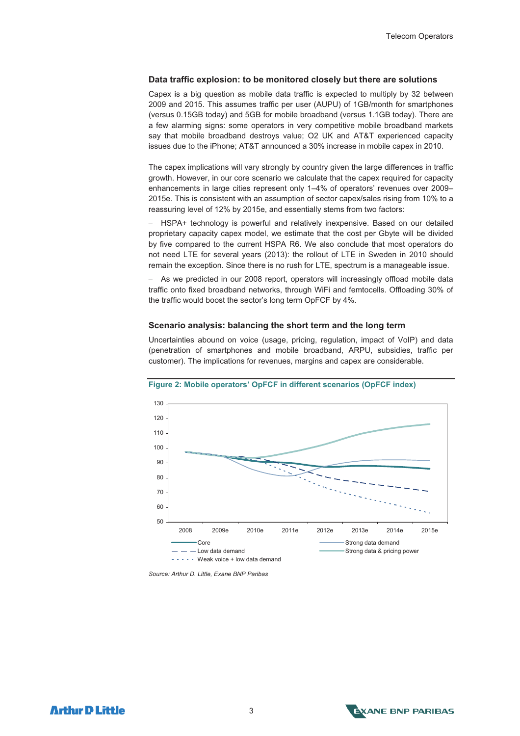### Data traffic explosion: to be monitored closely but there are solutions

Capex is a big question as mobile data traffic is expected to multiply by 32 between 2009 and 2015. This assumes traffic per user (AUPU) of 1GB/month for smartphones (versus 0.15GB today) and 5GB for mobile broadband (versus 1.1GB today). There are a few alarming signs: some operators in very competitive mobile broadband markets say that mobile broadband destroys value; O2 UK and AT&T experienced capacity issues due to the iPhone; AT&T announced a 30% increase in mobile capex in 2010.

The capex implications will vary strongly by country given the large differences in traffic growth. However, in our core scenario we calculate that the capex required for capacity enhancements in large cities represent only 1–4% of operators' revenues over 2009–2015e. This is consistent with an assumption of sector capex/sales rising from 10% to a reassuring level of 12% by 2015e, and essentially stems from two factors:

– HSPA+ technology is powerful and relatively inexpensive. Based on our detailed proprietary capacity capex model, we estimate that the cost per Gbyte will be divided by five compared to the current HSPA R6. We also conclude that most operators do not need LTE for several years (2013): the rollout of LTE in Sweden in 2010 should remain the exception. Since there is no rush for LTE, spectrum is a manageable issue.

– As we predicted in our 2008 report, operators will increasingly offload mobile data traffic onto fixed broadband networks, through WiFi and femtocells. Offloading 30% of the traffic would boost the sector's long term OpFCF by 4%.

### Scenario analysis: balancing the short term and the long term

Uncertainties abound on voice (usage, pricing, regulation, impact of VoIP) and data (penetration of smartphones and mobile broadband, ARPU, subsidies, traffic per customer). The implications for revenues, margins and capex are considerable.

**Figure 2: Mobile operators' OpFCF in different scenarios (OpFCF index)**

*Source: Arthur D. Little, Exane BNP Paribas*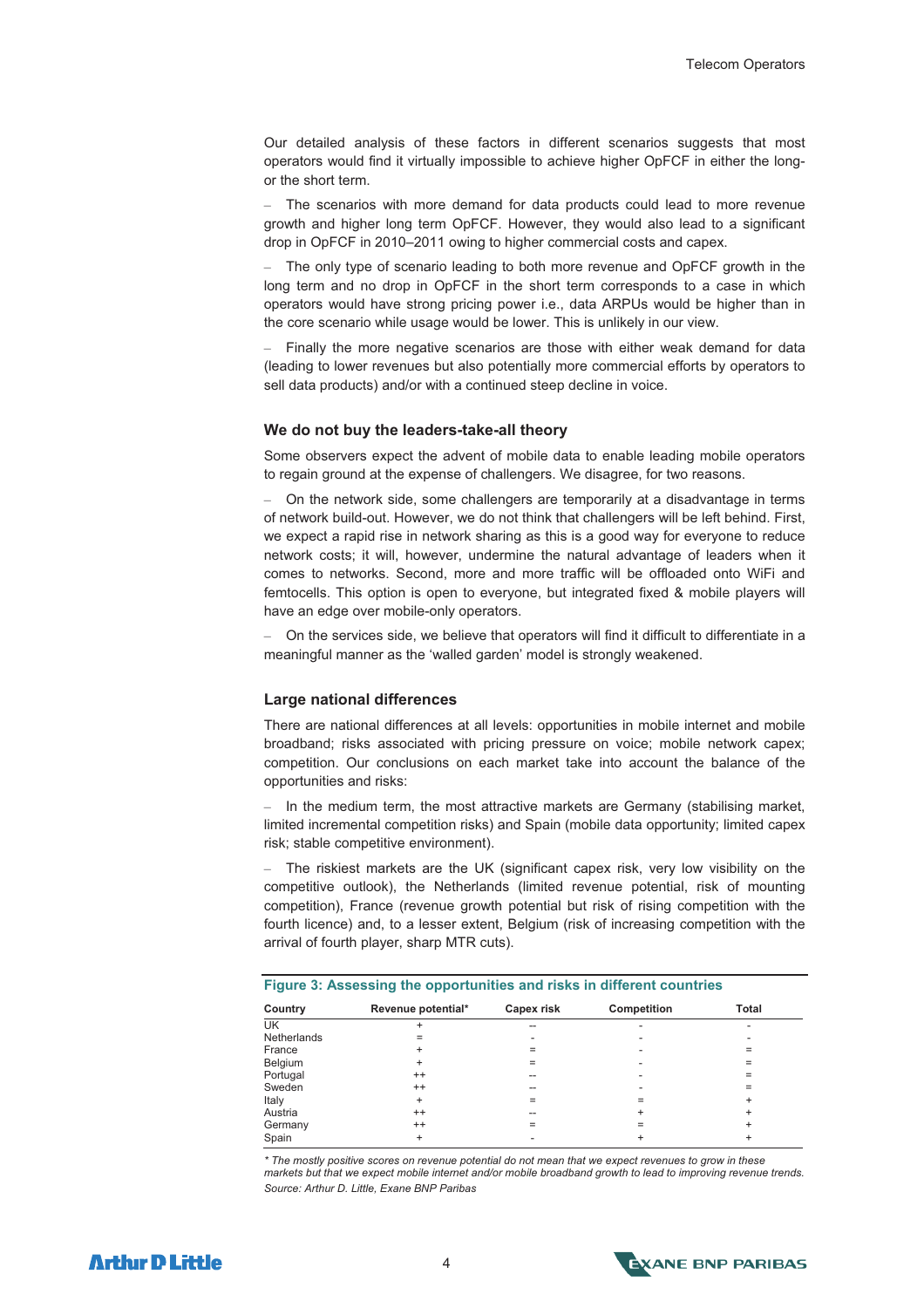Our detailed analysis of these factors in different scenarios suggests that most operators would find it virtually impossible to achieve higher OpFCF in either the long- or the short term.

– The scenarios with more demand for data products could lead to more revenue growth and higher long term OpFCF. However, they would also lead to a significant drop in OpFCF in 2010–2011 owing to higher commercial costs and capex.

– The only type of scenario leading to both more revenue and OpFCF growth in the long term and no drop in OpFCF in the short term corresponds to a case in which operators would have strong pricing power i.e., data ARPUs would be higher than in the core scenario while usage would be lower. This is unlikely in our view.

– Finally the more negative scenarios are those with either weak demand for data (leading to lower revenues but also potentially more commercial efforts by operators to sell data products) and/or with a continued steep decline in voice.

### We do not buy the leaders-take-all theory

Some observers expect the advent of mobile data to enable leading mobile operators to regain ground at the expense of challengers. We disagree, for two reasons.

– On the network side, some challengers are temporarily at a disadvantage in terms of network build-out. However, we do not think that challengers will be left behind. First, we expect a rapid rise in network sharing as this is a good way for everyone to reduce network costs; it will, however, undermine the natural advantage of leaders when it comes to networks. Second, more and more traffic will be offloaded onto WiFi and femtocells. This option is open to everyone, but integrated fixed & mobile players will have an edge over mobile-only operators.

– On the services side, we believe that operators will find it difficult to differentiate in a meaningful manner as the 'walled garden' model is strongly weakened.

### Large national differences

There are national differences at all levels: opportunities in mobile internet and mobile broadband; risks associated with pricing pressure on voice; mobile network capex; competition. Our conclusions on each market take into account the balance of the opportunities and risks:

– In the medium term, the most attractive markets are Germany (stabilising market, limited incremental competition risks) and Spain (mobile data opportunity; limited capex risk; stable competitive environment).

– The riskiest markets are the UK (significant capex risk, very low visibility on the competitive outlook), the Netherlands (limited revenue potential, risk of mounting competition), France (revenue growth potential but risk of rising competition with the fourth licence) and, to a lesser extent, Belgium (risk of increasing competition with the arrival of fourth player, sharp MTR cuts).

**Figure 3: Assessing the opportunities and risks in different countries**

| Country | Revenue potential* | Capex risk | Competition | Total |
|---|---|---|---|---|
| UK | + | -- | - | - |
| Netherlands | = | - | - | - |
| France | + | = | - | = |
| Belgium | + | = | - | = |
| Portugal | ++ | -- | - | = |
| Sweden | ++ | -- | - | = |
| Italy | + | = | = | + |
| Austria | ++ | -- | + | + |
| Germany | ++ | = | = | + |
| Spain | + | - | + | + |

*\* The mostly positive scores on revenue potential do not mean that we expect revenues to grow in these markets but that we expect mobile internet and/or mobile broadband growth to lead to improving revenue trends.*
*Source: Arthur D. Little, Exane BNP Paribas*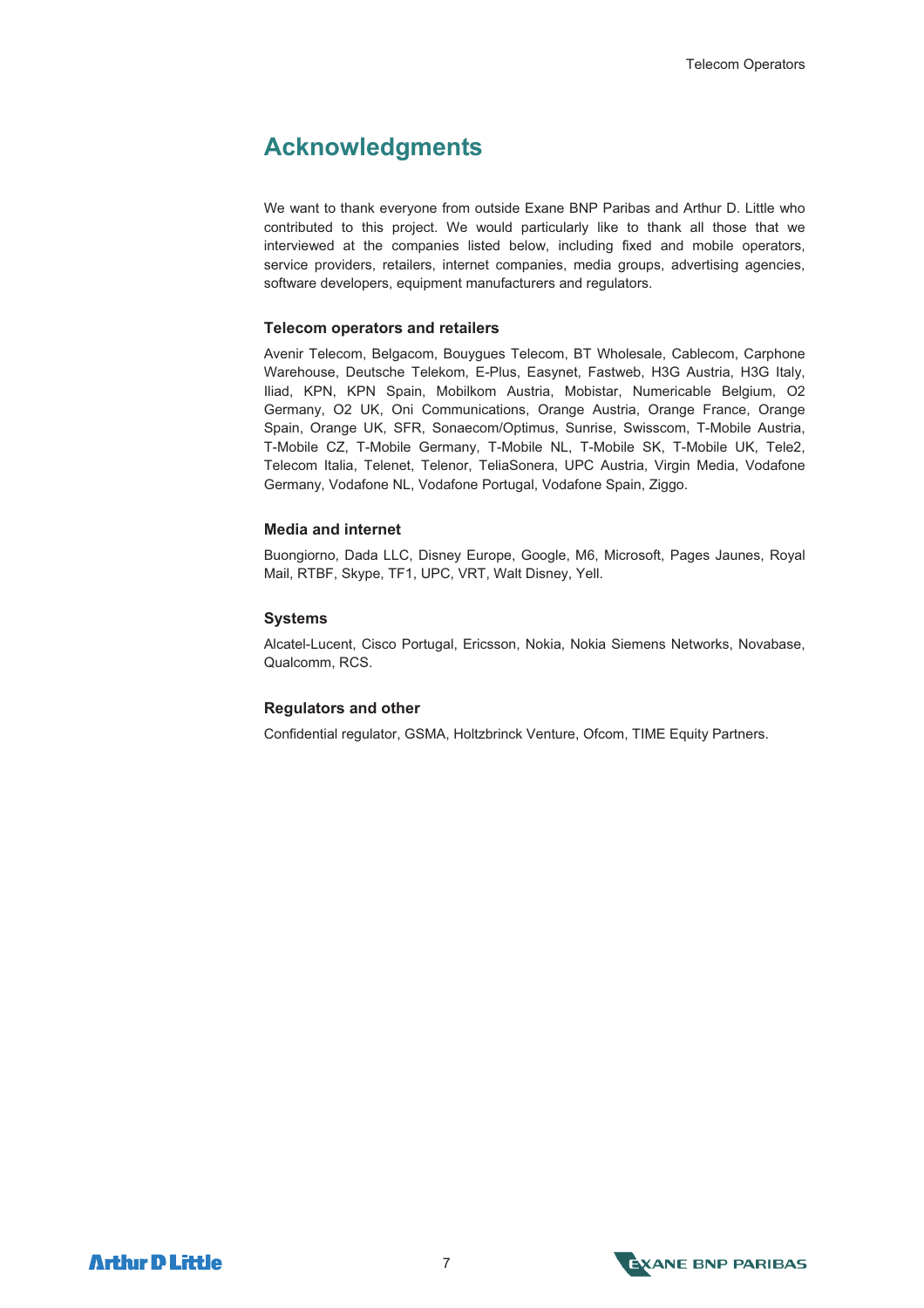# Acknowledgments

We want to thank everyone from outside Exane BNP Paribas and Arthur D. Little who contributed to this project. We would particularly like to thank all those that we interviewed at the companies listed below, including fixed and mobile operators, service providers, retailers, internet companies, media groups, advertising agencies, software developers, equipment manufacturers and regulators.

### Telecom operators and retailers

Avenir Telecom, Belgacom, Bouygues Telecom, BT Wholesale, Cablecom, Carphone Warehouse, Deutsche Telekom, E-Plus, Easynet, Fastweb, H3G Austria, H3G Italy, Iliad, KPN, KPN Spain, Mobilkom Austria, Mobistar, Numericable Belgium, O2 Germany, O2 UK, Oni Communications, Orange Austria, Orange France, Orange Spain, Orange UK, SFR, Sonaecom/Optimus, Sunrise, Swisscom, T-Mobile Austria, T-Mobile CZ, T-Mobile Germany, T-Mobile NL, T-Mobile SK, T-Mobile UK, Tele2, Telecom Italia, Telenet, Telenor, TeliaSonera, UPC Austria, Virgin Media, Vodafone Germany, Vodafone NL, Vodafone Portugal, Vodafone Spain, Ziggo.

### Media and internet

Buongiorno, Dada LLC, Disney Europe, Google, M6, Microsoft, Pages Jaunes, Royal Mail, RTBF, Skype, TF1, UPC, VRT, Walt Disney, Yell.

### Systems

Alcatel-Lucent, Cisco Portugal, Ericsson, Nokia, Nokia Siemens Networks, Novabase, Qualcomm, RCS.

### Regulators and other

Confidential regulator, GSMA, Holtzbrinck Venture, Ofcom, TIME Equity Partners.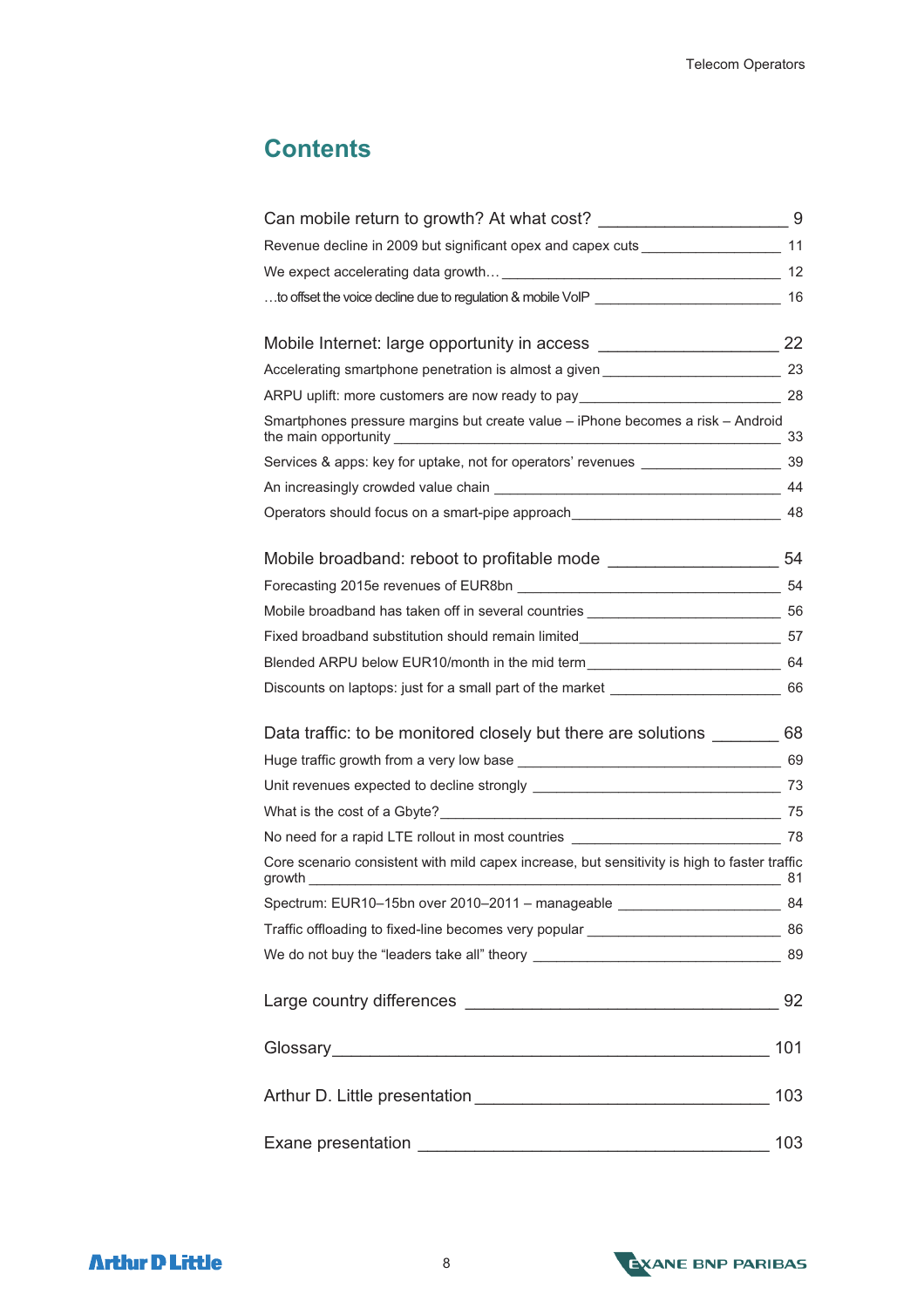# Contents

| | |
|---|---|
| **Can mobile return to growth? At what cost?** | **9** |
| Revenue decline in 2009 but significant opex and capex cuts | 11 |
| We expect accelerating data growth… | 12 |
| …to offset the voice decline due to regulation & mobile VoIP | 16 |
| **Mobile Internet: large opportunity in access** | **22** |
| Accelerating smartphone penetration is almost a given | 23 |
| ARPU uplift: more customers are now ready to pay | 28 |
| Smartphones pressure margins but create value – iPhone becomes a risk – Android the main opportunity | 33 |
| Services & apps: key for uptake, not for operators' revenues | 39 |
| An increasingly crowded value chain | 44 |
| Operators should focus on a smart-pipe approach | 48 |
| **Mobile broadband: reboot to profitable mode** | **54** |
| Forecasting 2015e revenues of EUR8bn | 54 |
| Mobile broadband has taken off in several countries | 56 |
| Fixed broadband substitution should remain limited | 57 |
| Blended ARPU below EUR10/month in the mid term | 64 |
| Discounts on laptops: just for a small part of the market | 66 |
| **Data traffic: to be monitored closely but there are solutions** | **68** |
| Huge traffic growth from a very low base | 69 |
| Unit revenues expected to decline strongly | 73 |
| What is the cost of a Gbyte? | 75 |
| No need for a rapid LTE rollout in most countries | 78 |
| Core scenario consistent with mild capex increase, but sensitivity is high to faster traffic growth | 81 |
| Spectrum: EUR10–15bn over 2010–2011 – manageable | 84 |
| Traffic offloading to fixed-line becomes very popular | 86 |
| We do not buy the "leaders take all" theory | 89 |
| **Large country differences** | **92** |
| **Glossary** | **101** |
| **Arthur D. Little presentation** | **103** |
| **Exane presentation** | **103** |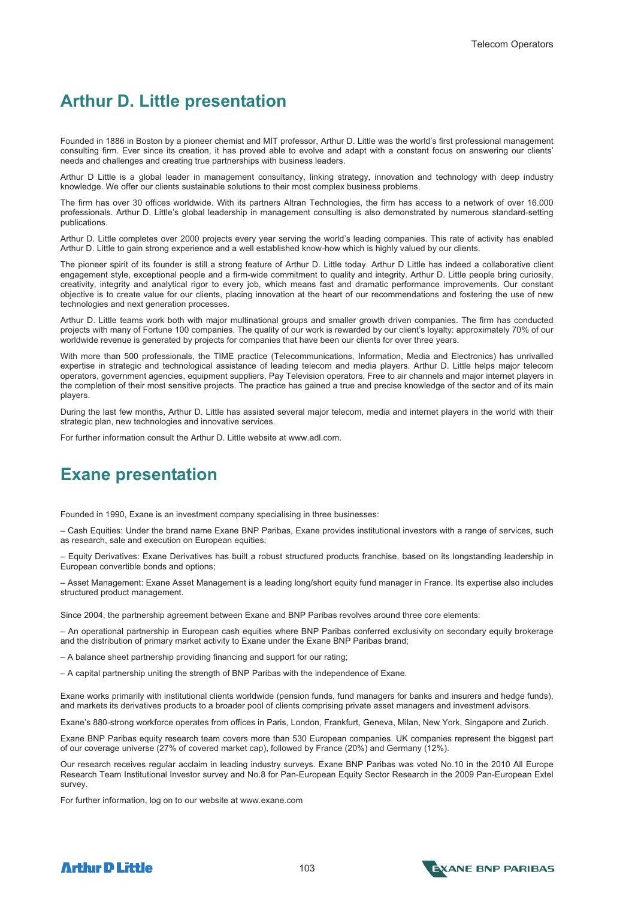## Arthur D. Little presentation

Founded in 1886 in Boston by a pioneer chemist and MIT professor, Arthur D. Little was the world's first professional management consulting firm. Ever since its creation, it has proved able to evolve and adapt with a constant focus on answering our clients' needs and challenges and creating true partnerships with business leaders.

Arthur D Little is a global leader in management consultancy, linking strategy, innovation and technology with deep industry knowledge. We offer our clients sustainable solutions to their most complex business problems.

The firm has over 30 offices worldwide. With its partners Altran Technologies, the firm has access to a network of over 16.000 professionals. Arthur D. Little's global leadership in management consulting is also demonstrated by numerous standard-setting publications.

Arthur D. Little completes over 2000 projects every year serving the world's leading companies. This rate of activity has enabled Arthur D. Little to gain strong experience and a well established know-how which is highly valued by our clients.

The pioneer spirit of its founder is still a strong feature of Arthur D. Little today. Arthur D Little has indeed a collaborative client engagement style, exceptional people and a firm-wide commitment to quality and integrity. Arthur D. Little people bring curiosity, creativity, integrity and analytical rigor to every job, which means fast and dramatic performance improvements. Our constant objective is to create value for our clients, placing innovation at the heart of our recommendations and fostering the use of new technologies and next generation processes.

Arthur D. Little teams work both with major multinational groups and smaller growth driven companies. The firm has conducted projects with many of Fortune 100 companies. The quality of our work is rewarded by our client's loyalty: approximately 70% of our worldwide revenue is generated by projects for companies that have been our clients for over three years.

With more than 500 professionals, the TIME practice (Telecommunications, Information, Media and Electronics) has unrivalled expertise in strategic and technological assistance of leading telecom and media players. Arthur D. Little helps major telecom operators, government agencies, equipment suppliers, Pay Television operators, Free to air channels and major internet players in the completion of their most sensitive projects. The practice has gained a true and precise knowledge of the sector and of its main players.

During the last few months, Arthur D. Little has assisted several major telecom, media and internet players in the world with their strategic plan, new technologies and innovative services.

For further information consult the Arthur D. Little website at www.adl.com.

## Exane presentation

Founded in 1990, Exane is an investment company specialising in three businesses:

– Cash Equities: Under the brand name Exane BNP Paribas, Exane provides institutional investors with a range of services, such as research, sale and execution on European equities;

– Equity Derivatives: Exane Derivatives has built a robust structured products franchise, based on its longstanding leadership in European convertible bonds and options;

– Asset Management: Exane Asset Management is a leading long/short equity fund manager in France. Its expertise also includes structured product management.

Since 2004, the partnership agreement between Exane and BNP Paribas revolves around three core elements:

– An operational partnership in European cash equities where BNP Paribas conferred exclusivity on secondary equity brokerage and the distribution of primary market activity to Exane under the Exane BNP Paribas brand;

– A balance sheet partnership providing financing and support for our rating;

– A capital partnership uniting the strength of BNP Paribas with the independence of Exane.

Exane works primarily with institutional clients worldwide (pension funds, fund managers for banks and insurers and hedge funds), and markets its derivatives products to a broader pool of clients comprising private asset managers and investment advisors.

Exane's 880-strong workforce operates from offices in Paris, London, Frankfurt, Geneva, Milan, New York, Singapore and Zurich.

Exane BNP Paribas equity research team covers more than 530 European companies. UK companies represent the biggest part of our coverage universe (27% of covered market cap), followed by France (20%) and Germany (12%).

Our research receives regular acclaim in leading industry surveys. Exane BNP Paribas was voted No.10 in the 2010 All Europe Research Team Institutional Investor survey and No.8 for Pan-European Equity Sector Research in the 2009 Pan-European Extel survey.

For further information, log on to our website at www.exane.com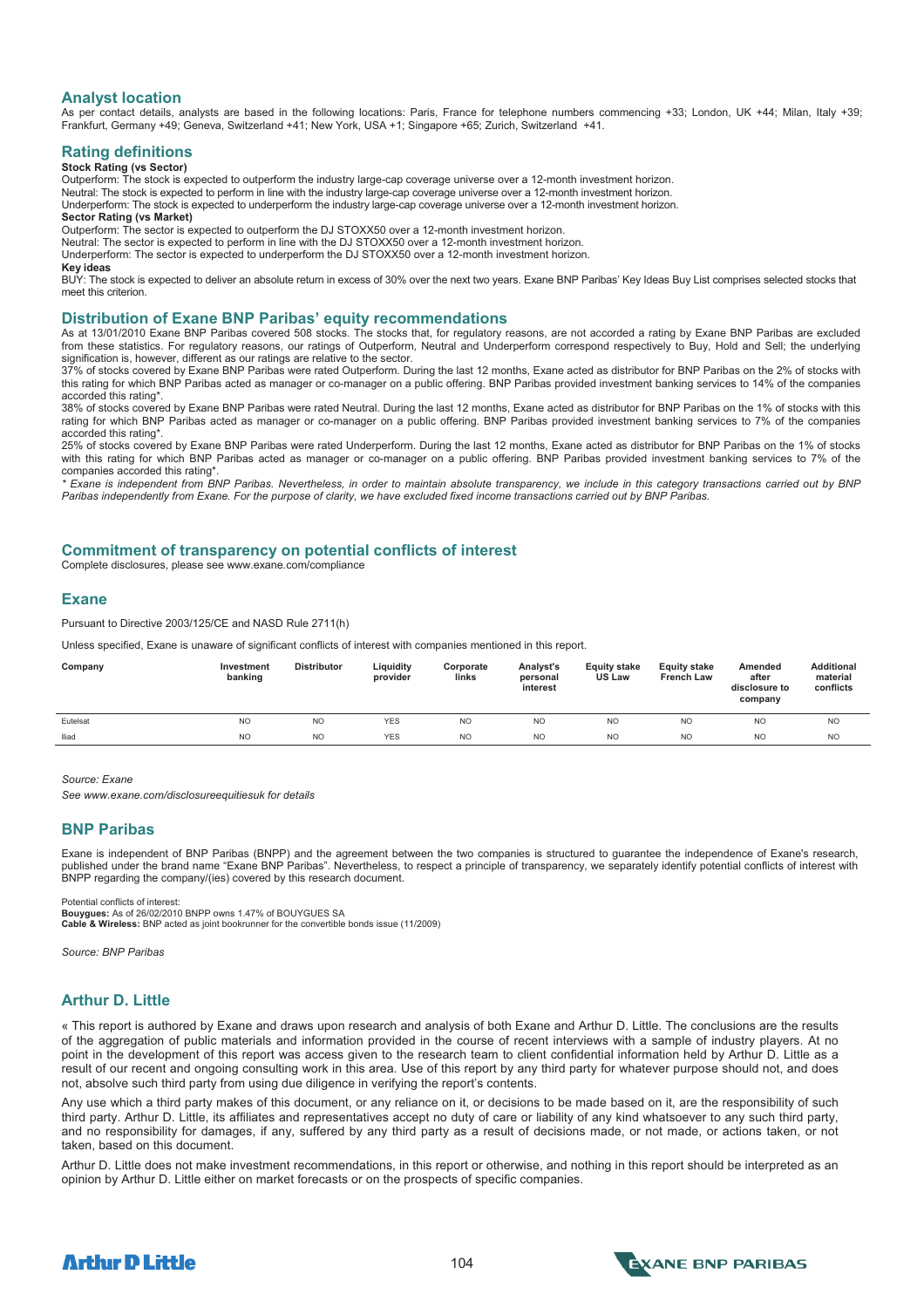## Analyst location

As per contact details, analysts are based in the following locations: Paris, France for telephone numbers commencing +33; London, UK +44; Milan, Italy +39; Frankfurt, Germany +49; Geneva, Switzerland +41; New York, USA +1; Singapore +65; Zurich, Switzerland +41.

## Rating definitions

**Stock Rating (vs Sector)**

Outperform: The stock is expected to outperform the industry large-cap coverage universe over a 12-month investment horizon.

Neutral: The stock is expected to perform in line with the industry large-cap coverage universe over a 12-month investment horizon.

Underperform: The stock is expected to underperform the industry large-cap coverage universe over a 12-month investment horizon.

**Sector Rating (vs Market)**

Outperform: The sector is expected to outperform the DJ STOXX50 over a 12-month investment horizon.

Neutral: The sector is expected to perform in line with the DJ STOXX50 over a 12-month investment horizon.

Underperform: The sector is expected to underperform the DJ STOXX50 over a 12-month investment horizon.

**Key ideas**

BUY: The stock is expected to deliver an absolute return in excess of 30% over the next two years. Exane BNP Paribas' Key Ideas Buy List comprises selected stocks that meet this criterion.

## Distribution of Exane BNP Paribas' equity recommendations

As at 13/01/2010 Exane BNP Paribas covered 508 stocks. The stocks that, for regulatory reasons, are not accorded a rating by Exane BNP Paribas are excluded from these statistics. For regulatory reasons, our ratings of Outperform, Neutral and Underperform correspond respectively to Buy, Hold and Sell; the underlying signification is, however, different as our ratings are relative to the sector.

37% of stocks covered by Exane BNP Paribas were rated Outperform. During the last 12 months, Exane acted as distributor for BNP Paribas on the 2% of stocks with this rating for which BNP Paribas acted as manager or co-manager on a public offering. BNP Paribas provided investment banking services to 14% of the companies accorded this rating*.

38% of stocks covered by Exane BNP Paribas were rated Neutral. During the last 12 months, Exane acted as distributor for BNP Paribas on the 1% of stocks with this rating for which BNP Paribas acted as manager or co-manager on a public offering. BNP Paribas provided investment banking services to 7% of the companies accorded this rating*.

25% of stocks covered by Exane BNP Paribas were rated Underperform. During the last 12 months, Exane acted as distributor for BNP Paribas on the 1% of stocks with this rating for which BNP Paribas acted as manager or co-manager on a public offering. BNP Paribas provided investment banking services to 7% of the companies accorded this rating*.

*\* Exane is independent from BNP Paribas. Nevertheless, in order to maintain absolute transparency, we include in this category transactions carried out by BNP Paribas independently from Exane. For the purpose of clarity, we have excluded fixed income transactions carried out by BNP Paribas.*

## Commitment of transparency on potential conflicts of interest

Complete disclosures, please see www.exane.com/compliance

## Exane

Pursuant to Directive 2003/125/CE and NASD Rule 2711(h)

Unless specified, Exane is unaware of significant conflicts of interest with companies mentioned in this report.

| Company | Investment banking | Distributor | Liquidity provider | Corporate links | Analyst's personal interest | Equity stake US Law | Equity stake French Law | Amended after disclosure to company | Additional material conflicts |
|---|---|---|---|---|---|---|---|---|---|
| Eutelsat | NO | NO | YES | NO | NO | NO | NO | NO | NO |
| Iliad | NO | NO | YES | NO | NO | NO | NO | NO | NO |

*Source: Exane*

*See www.exane.com/disclosureequitiesuk for details*

## BNP Paribas

Exane is independent of BNP Paribas (BNPP) and the agreement between the two companies is structured to guarantee the independence of Exane's research, published under the brand name "Exane BNP Paribas". Nevertheless, to respect a principle of transparency, we separately identify potential conflicts of interest with BNPP regarding the company/(ies) covered by this research document.

Potential conflicts of interest:

**Bouygues:** As of 26/02/2010 BNPP owns 1.47% of BOUYGUES SA

**Cable & Wireless:** BNP acted as joint bookrunner for the convertible bonds issue (11/2009)

*Source: BNP Paribas*

## Arthur D. Little

« This report is authored by Exane and draws upon research and analysis of both Exane and Arthur D. Little. The conclusions are the results of the aggregation of public materials and information provided in the course of recent interviews with a sample of industry players. At no point in the development of this report was access given to the research team to client confidential information held by Arthur D. Little as a result of our recent and ongoing consulting work in this area. Use of this report by any third party for whatever purpose should not, and does not, absolve such third party from using due diligence in verifying the report's contents.

Any use which a third party makes of this document, or any reliance on it, or decisions to be made based on it, are the responsibility of such third party. Arthur D. Little, its affiliates and representatives accept no duty of care or liability of any kind whatsoever to any such third party, and no responsibility for damages, if any, suffered by any third party as a result of decisions made, or not made, or actions taken, or not taken, based on this document.

Arthur D. Little does not make investment recommendations, in this report or otherwise, and nothing in this report should be interpreted as an opinion by Arthur D. Little either on market forecasts or on the prospects of specific companies.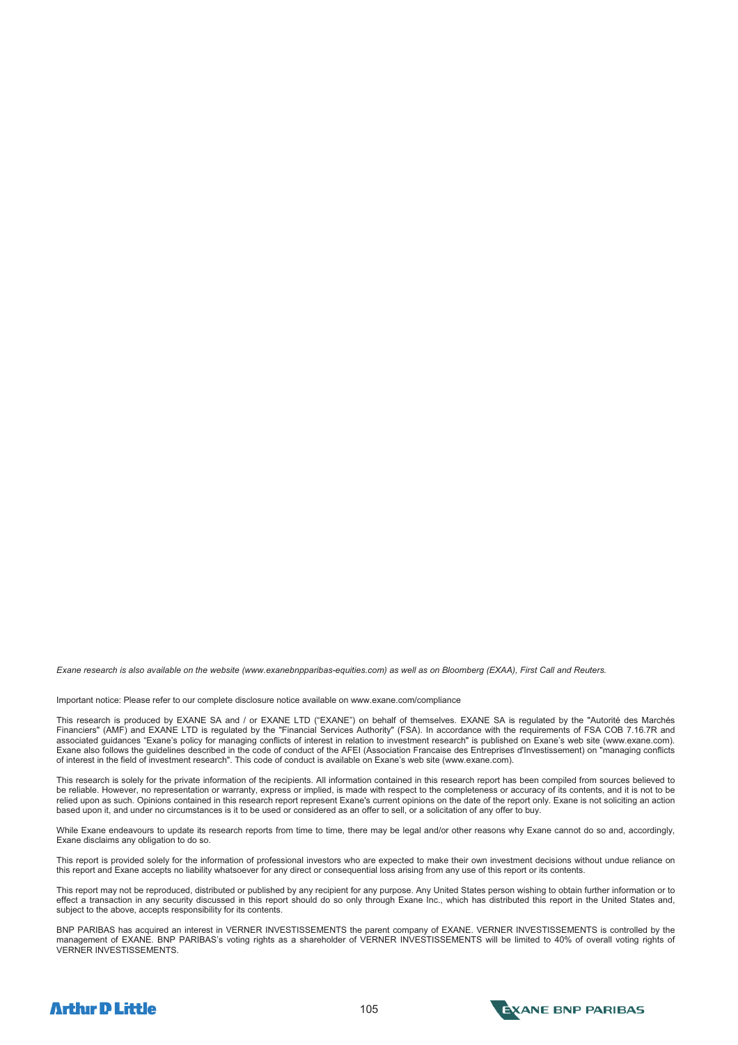*Exane research is also available on the website (www.exanebnpparibas-equities.com) as well as on Bloomberg (EXAA), First Call and Reuters.*

Important notice: Please refer to our complete disclosure notice available on www.exane.com/compliance

This research is produced by EXANE SA and / or EXANE LTD ("EXANE") on behalf of themselves. EXANE SA is regulated by the "Autorité des Marchés Financiers" (AMF) and EXANE LTD is regulated by the "Financial Services Authority" (FSA). In accordance with the requirements of FSA COB 7.16.7R and associated guidances "Exane's policy for managing conflicts of interest in relation to investment research" is published on Exane's web site (www.exane.com). Exane also follows the guidelines described in the code of conduct of the AFEI (Association Francaise des Entreprises d'Investissement) on "managing conflicts of interest in the field of investment research". This code of conduct is available on Exane's web site (www.exane.com).

This research is solely for the private information of the recipients. All information contained in this research report has been compiled from sources believed to be reliable. However, no representation or warranty, express or implied, is made with respect to the completeness or accuracy of its contents, and it is not to be relied upon as such. Opinions contained in this research report represent Exane's current opinions on the date of the report only. Exane is not soliciting an action based upon it, and under no circumstances is it to be used or considered as an offer to sell, or a solicitation of any offer to buy.

While Exane endeavours to update its research reports from time to time, there may be legal and/or other reasons why Exane cannot do so and, accordingly, Exane disclaims any obligation to do so.

This report is provided solely for the information of professional investors who are expected to make their own investment decisions without undue reliance on this report and Exane accepts no liability whatsoever for any direct or consequential loss arising from any use of this report or its contents.

This report may not be reproduced, distributed or published by any recipient for any purpose. Any United States person wishing to obtain further information or to effect a transaction in any security discussed in this report should do so only through Exane Inc., which has distributed this report in the United States and, subject to the above, accepts responsibility for its contents.

BNP PARIBAS has acquired an interest in VERNER INVESTISSEMENTS the parent company of EXANE. VERNER INVESTISSEMENTS is controlled by the management of EXANE. BNP PARIBAS's voting rights as a shareholder of VERNER INVESTISSEMENTS will be limited to 40% of overall voting rights of VERNER INVESTISSEMENTS.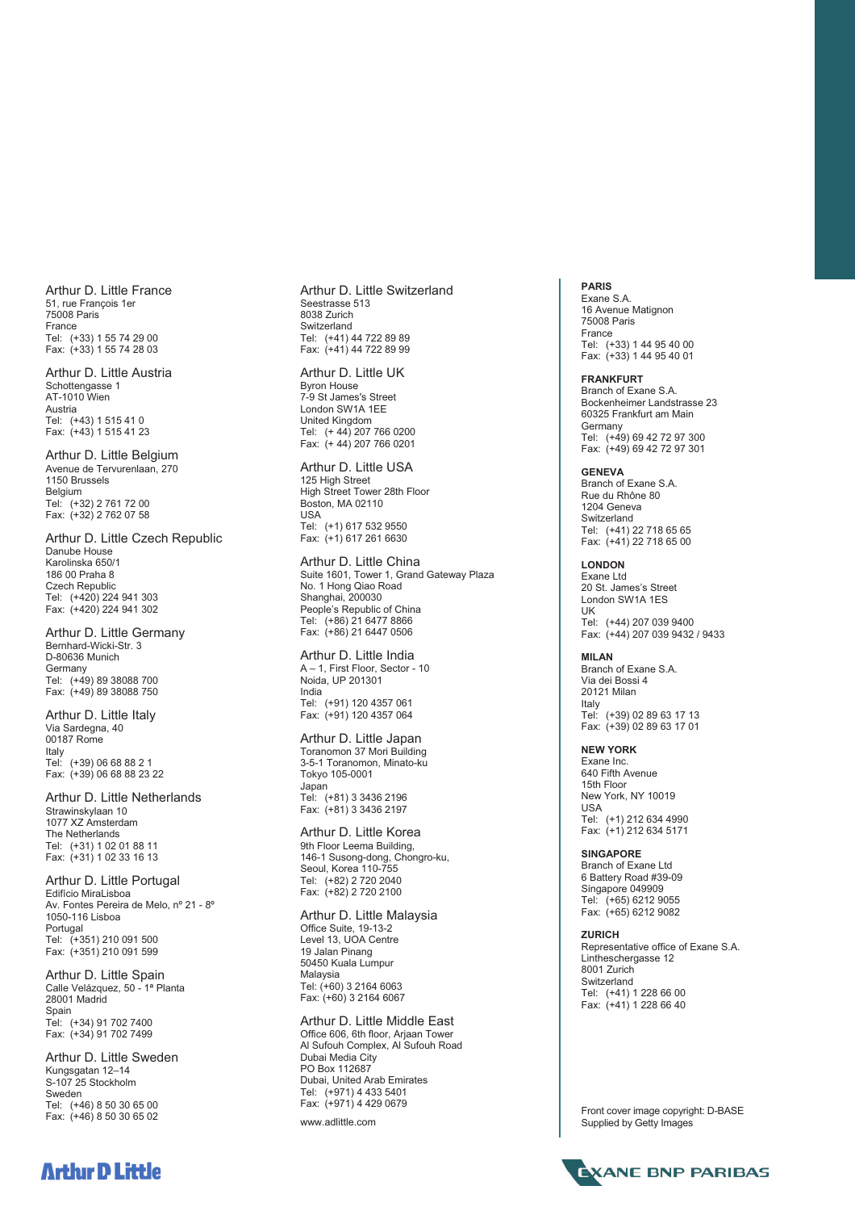Arthur D. Little France
51, rue François 1er
75008 Paris
France
Tel: (+33) 1 55 74 29 00
Fax: (+33) 1 55 74 28 03

Arthur D. Little Austria
Schottengasse 1
AT-1010 Wien
Austria
Tel: (+43) 1 515 41 0
Fax: (+43) 1 515 41 23

Arthur D. Little Belgium
Avenue de Tervurenlaan, 270
1150 Brussels
Belgium
Tel: (+32) 2 761 72 00
Fax: (+32) 2 762 07 58

Arthur D. Little Czech Republic
Danube House
Karolinska 650/1
186 00 Praha 8
Czech Republic
Tel: (+420) 224 941 303
Fax: (+420) 224 941 302

Arthur D. Little Germany
Bernhard-Wicki-Str. 3
D-80636 Munich
Germany
Tel: (+49) 89 38088 700
Fax: (+49) 89 38088 750

Arthur D. Little Italy
Via Sardegna, 40
00187 Rome
Italy
Tel: (+39) 06 68 88 2 1
Fax: (+39) 06 68 88 23 22

Arthur D. Little Netherlands
Strawinskylaan 10
1077 XZ Amsterdam
The Netherlands
Tel: (+31) 1 02 01 88 11
Fax: (+31) 1 02 33 16 13

Arthur D. Little Portugal
Edifício MiraLisboa
Av. Fontes Pereira de Melo, nº 21 - 8º
1050-116 Lisboa
Portugal
Tel: (+351) 210 091 500
Fax: (+351) 210 091 599

Arthur D. Little Spain
Calle Velázquez, 50 - 1ª Planta
28001 Madrid
Spain
Tel: (+34) 91 702 7400
Fax: (+34) 91 702 7499

Arthur D. Little Sweden
Kungsgatan 12–14
S-107 25 Stockholm
Sweden
Tel: (+46) 8 50 30 65 00
Fax: (+46) 8 50 30 65 02

Arthur D. Little Switzerland
Seestrasse 513
8038 Zurich
Switzerland
Tel: (+41) 44 722 89 89
Fax: (+41) 44 722 89 99

Arthur D. Little UK
Byron House
7-9 St James's Street
London SW1A 1EE
United Kingdom
Tel: (+ 44) 207 766 0200
Fax: (+ 44) 207 766 0201

Arthur D. Little USA
125 High Street
High Street Tower 28th Floor
Boston, MA 02110
USA
Tel: (+1) 617 532 9550
Fax: (+1) 617 261 6630

Arthur D. Little China
Suite 1601, Tower 1, Grand Gateway Plaza
No. 1 Hong Qiao Road
Shanghai, 200030
People's Republic of China
Tel: (+86) 21 6477 8866
Fax: (+86) 21 6447 0506

Arthur D. Little India
A – 1, First Floor, Sector - 10
Noida, UP 201301
India
Tel: (+91) 120 4357 061
Fax: (+91) 120 4357 064

Arthur D. Little Japan
Toranomon 37 Mori Building
3-5-1 Toranomon, Minato-ku
Tokyo 105-0001
Japan
Tel: (+81) 3 3436 2196
Fax: (+81) 3 3436 2197

Arthur D. Little Korea
9th Floor Leema Building,
146-1 Susong-dong, Chongro-ku,
Seoul, Korea 110-755
Tel: (+82) 2 720 2040
Fax: (+82) 2 720 2100

Arthur D. Little Malaysia
Office Suite, 19-13-2
Level 13, UOA Centre
19 Jalan Pinang
50450 Kuala Lumpur
Malaysia
Tel: (+60) 3 2164 6063
Fax: (+60) 3 2164 6067

Arthur D. Little Middle East
Office 606, 6th floor, Arjaan Tower
Al Sufouh Complex, Al Sufouh Road
Dubai Media City
PO Box 112687
Dubai, United Arab Emirates
Tel: (+971) 4 433 5401
Fax: (+971) 4 429 0679

www.adlittle.com

**PARIS**
Exane S.A.
16 Avenue Matignon
75008 Paris
France
Tel: (+33) 1 44 95 40 00
Fax: (+33) 1 44 95 40 01

**FRANKFURT**
Branch of Exane S.A.
Bockenheimer Landstrasse 23
60325 Frankfurt am Main
Germany
Tel: (+49) 69 42 72 97 300
Fax: (+49) 69 42 72 97 301

**GENEVA**
Branch of Exane S.A.
Rue du Rhône 80
1204 Geneva
Switzerland
Tel: (+41) 22 718 65 65
Fax: (+41) 22 718 65 00

**LONDON**
Exane Ltd
20 St. James's Street
London SW1A 1ES
UK
Tel: (+44) 207 039 9400
Fax: (+44) 207 039 9432 / 9433

**MILAN**
Branch of Exane S.A.
Via dei Bossi 4
20121 Milan
Italy
Tel: (+39) 02 89 63 17 13
Fax: (+39) 02 89 63 17 01

**NEW YORK**
Exane Inc.
640 Fifth Avenue
15th Floor
New York, NY 10019
USA
Tel: (+1) 212 634 4990
Fax: (+1) 212 634 5171

**SINGAPORE**
Branch of Exane Ltd
6 Battery Road #39-09
Singapore 049909
Tel: (+65) 6212 9055
Fax: (+65) 6212 9082

**ZURICH**
Representative office of Exane S.A.
Lintheschergasse 12
8001 Zurich
Switzerland
Tel: (+41) 1 228 66 00
Fax: (+41) 1 228 66 40

Front cover image copyright: D-BASE
Supplied by Getty Images

Arthur D Little

EXANE BNP PARIBAS